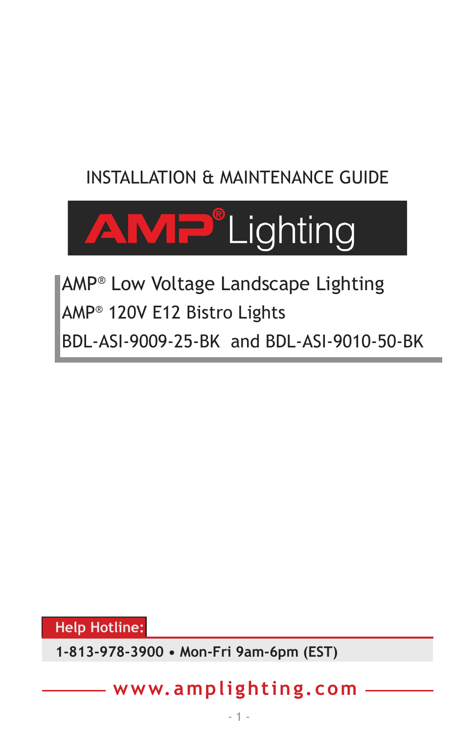INSTALLATION & MAINTENANCE GUIDE

# AMP® Lighting

## AMP® Low Voltage Landscape Lighting

## AMP® 120V E12 Bistro Lights

## BDL-ASI-9009-25-BK and BDL-ASI-9010-50-BK

**Help Hotline:**

**1-813-978-3900 • Mon-Fri 9am-6pm (EST)**

**www.amplighting.com**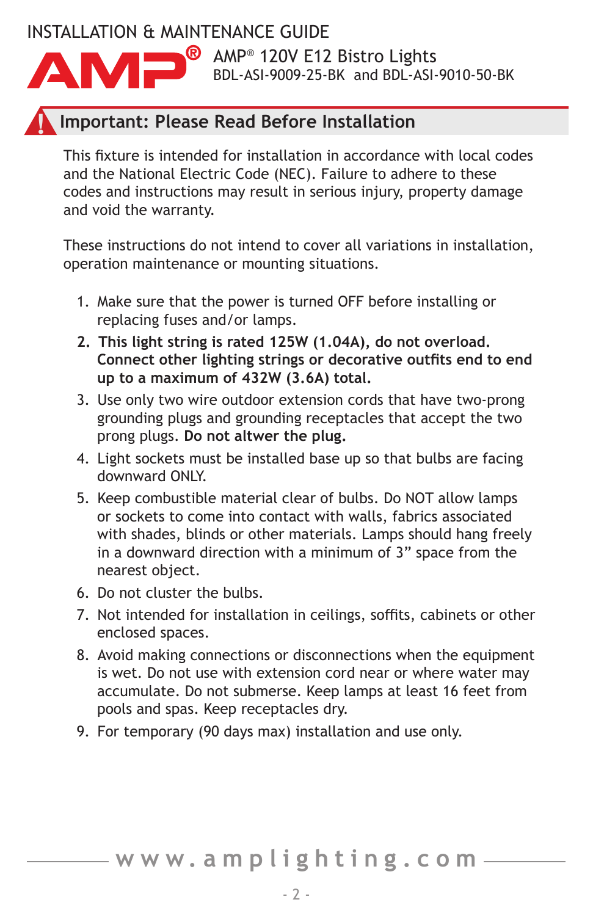INSTALLATION & MAINTENANCE GUIDE

AMP® 120V E12 Bistro Lights
BDL-ASI-9009-25-BK and BDL-ASI-9010-50-BK

## Important: Please Read Before Installation

This fixture is intended for installation in accordance with local codes and the National Electric Code (NEC). Failure to adhere to these codes and instructions may result in serious injury, property damage and void the warranty.

These instructions do not intend to cover all variations in installation, operation maintenance or mounting situations.

1. Make sure that the power is turned OFF before installing or replacing fuses and/or lamps.
2. **This light string is rated 125W (1.04A), do not overload. Connect other lighting strings or decorative outfits end to end up to a maximum of 432W (3.6A) total.**
3. Use only two wire outdoor extension cords that have two-prong grounding plugs and grounding receptacles that accept the two prong plugs. **Do not altwer the plug.**
4. Light sockets must be installed base up so that bulbs are facing downward ONLY.
5. Keep combustible material clear of bulbs. Do NOT allow lamps or sockets to come into contact with walls, fabrics associated with shades, blinds or other materials. Lamps should hang freely in a downward direction with a minimum of 3" space from the nearest object.
6. Do not cluster the bulbs.
7. Not intended for installation in ceilings, soffits, cabinets or other enclosed spaces.
8. Avoid making connections or disconnections when the equipment is wet. Do not use with extension cord near or where water may accumulate. Do not submerse. Keep lamps at least 16 feet from pools and spas. Keep receptacles dry.
9. For temporary (90 days max) installation and use only.

www.amplighting.com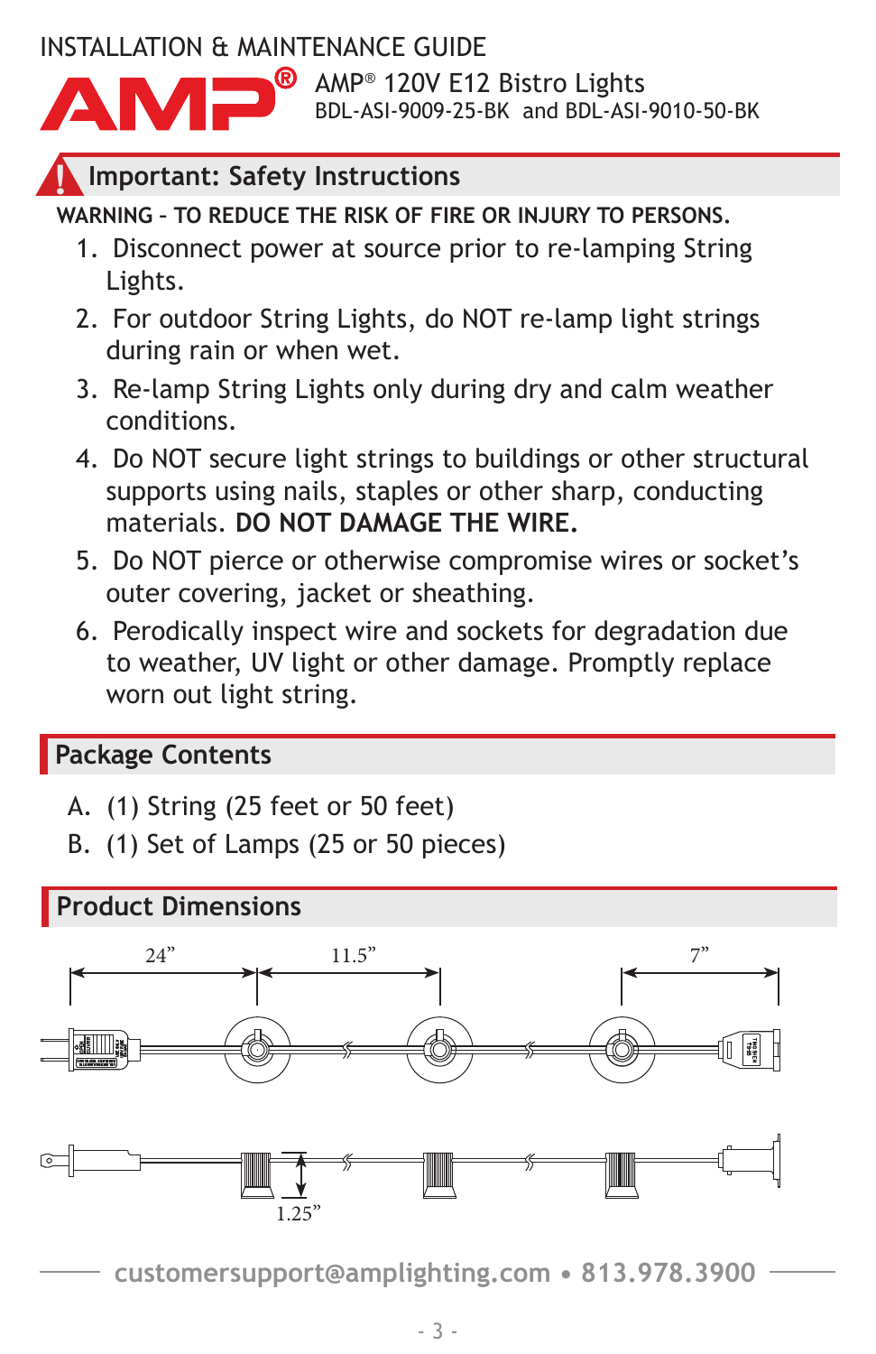INSTALLATION & MAINTENANCE GUIDE

# AMP®

AMP® 120V E12 Bistro Lights
BDL-ASI-9009-25-BK and BDL-ASI-9010-50-BK

## Important: Safety Instructions

**WARNING – TO REDUCE THE RISK OF FIRE OR INJURY TO PERSONS.**

1. Disconnect power at source prior to re-lamping String Lights.
2. For outdoor String Lights, do NOT re-lamp light strings during rain or when wet.
3. Re-lamp String Lights only during dry and calm weather conditions.
4. Do NOT secure light strings to buildings or other structural supports using nails, staples or other sharp, conducting materials. **DO NOT DAMAGE THE WIRE.**
5. Do NOT pierce or otherwise compromise wires or socket's outer covering, jacket or sheathing.
6. Perodically inspect wire and sockets for degradation due to weather, UV light or other damage. Promptly replace worn out light string.

## Package Contents

A. (1) String (25 feet or 50 feet)
B. (1) Set of Lamps (25 or 50 pieces)

## Product Dimensions

24”
11.5”
7”
1.25”

customersupport@amplighting.com • 813.978.3900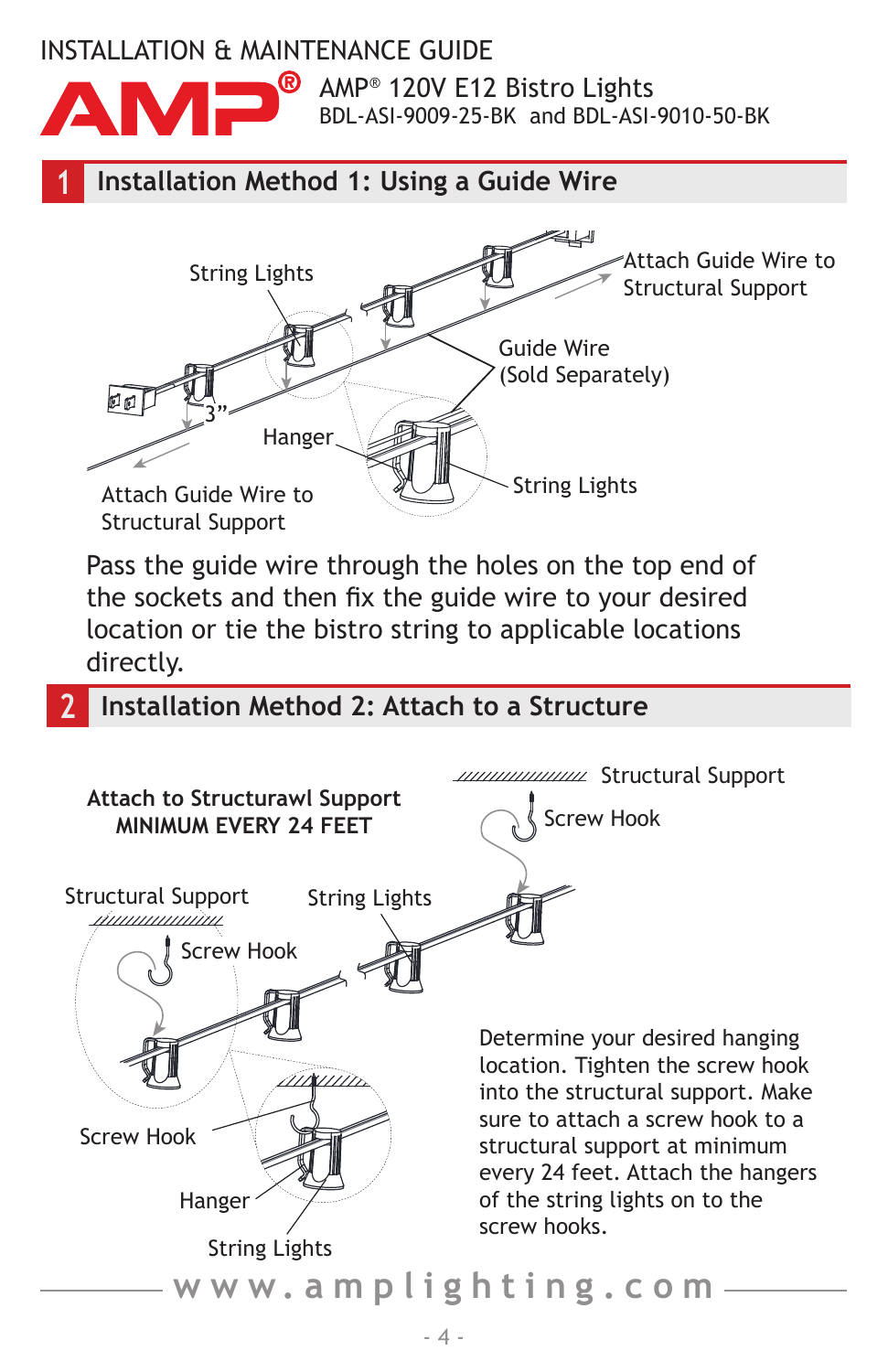INSTALLATION & MAINTENANCE GUIDE

AMP® 120V E12 Bistro Lights
BDL-ASI-9009-25-BK and BDL-ASI-9010-50-BK

## 1 Installation Method 1: Using a Guide Wire

String Lights

Attach Guide Wire to Structural Support

Guide Wire (Sold Separately)

3"

Hanger

String Lights

Attach Guide Wire to Structural Support

Pass the guide wire through the holes on the top end of the sockets and then fix the guide wire to your desired location or tie the bistro string to applicable locations directly.

## 2 Installation Method 2: Attach to a Structure

**Attach to Structurawl Support**
**MINIMUM EVERY 24 FEET**

Structural Support

Screw Hook

Structural Support

String Lights

Screw Hook

Screw Hook

Hanger

String Lights

Determine your desired hanging location. Tighten the screw hook into the structural support. Make sure to attach a screw hook to a structural support at minimum every 24 feet. Attach the hangers of the string lights on to the screw hooks.

www.amplighting.com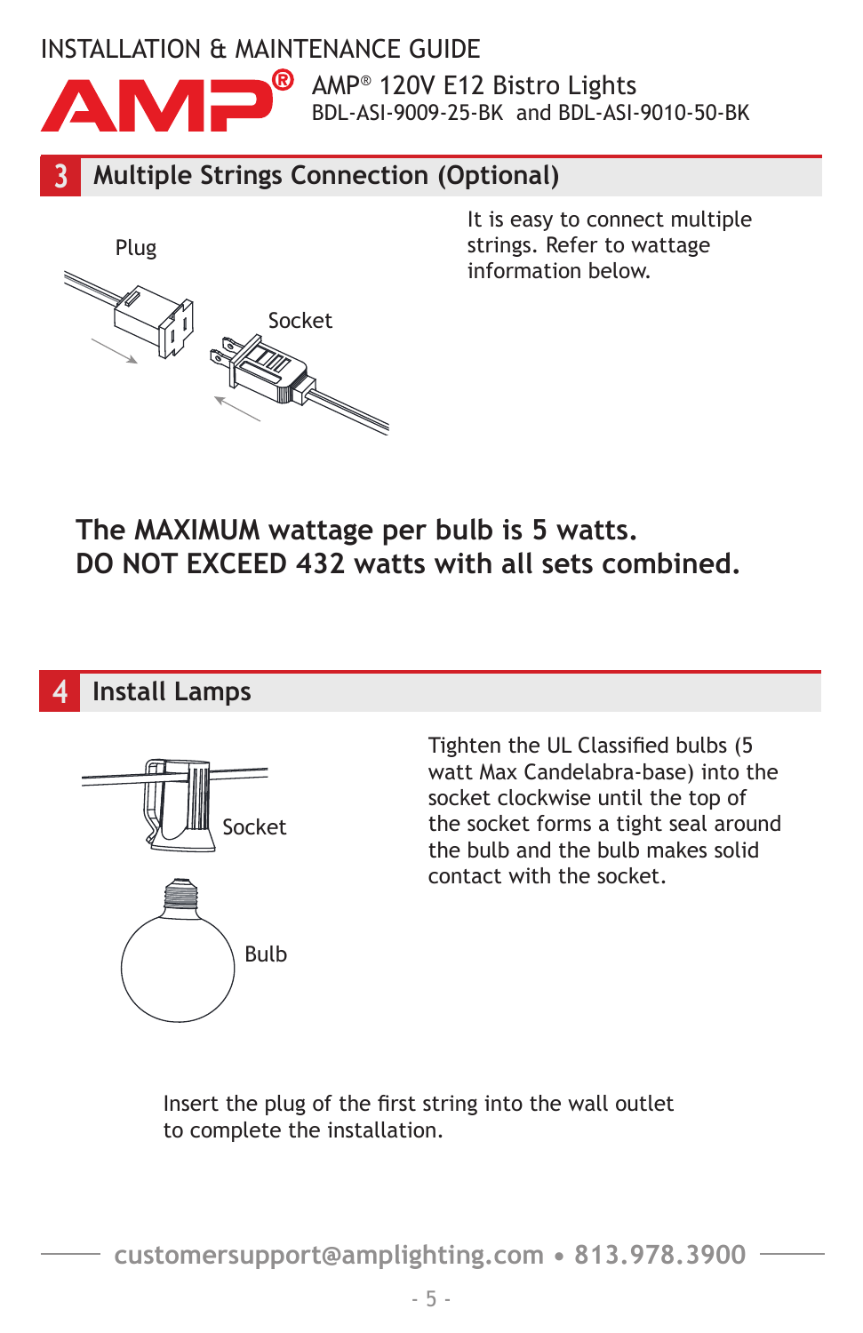## 3 Multiple Strings Connection (Optional)

Plug

Socket

It is easy to connect multiple strings. Refer to wattage information below.

**The MAXIMUM wattage per bulb is 5 watts.**
**DO NOT EXCEED 432 watts with all sets combined.**

## 4 Install Lamps

Socket

Bulb

Tighten the UL Classified bulbs (5 watt Max Candelabra-base) into the socket clockwise until the top of the socket forms a tight seal around the bulb and the bulb makes solid contact with the socket.

Insert the plug of the first string into the wall outlet to complete the installation.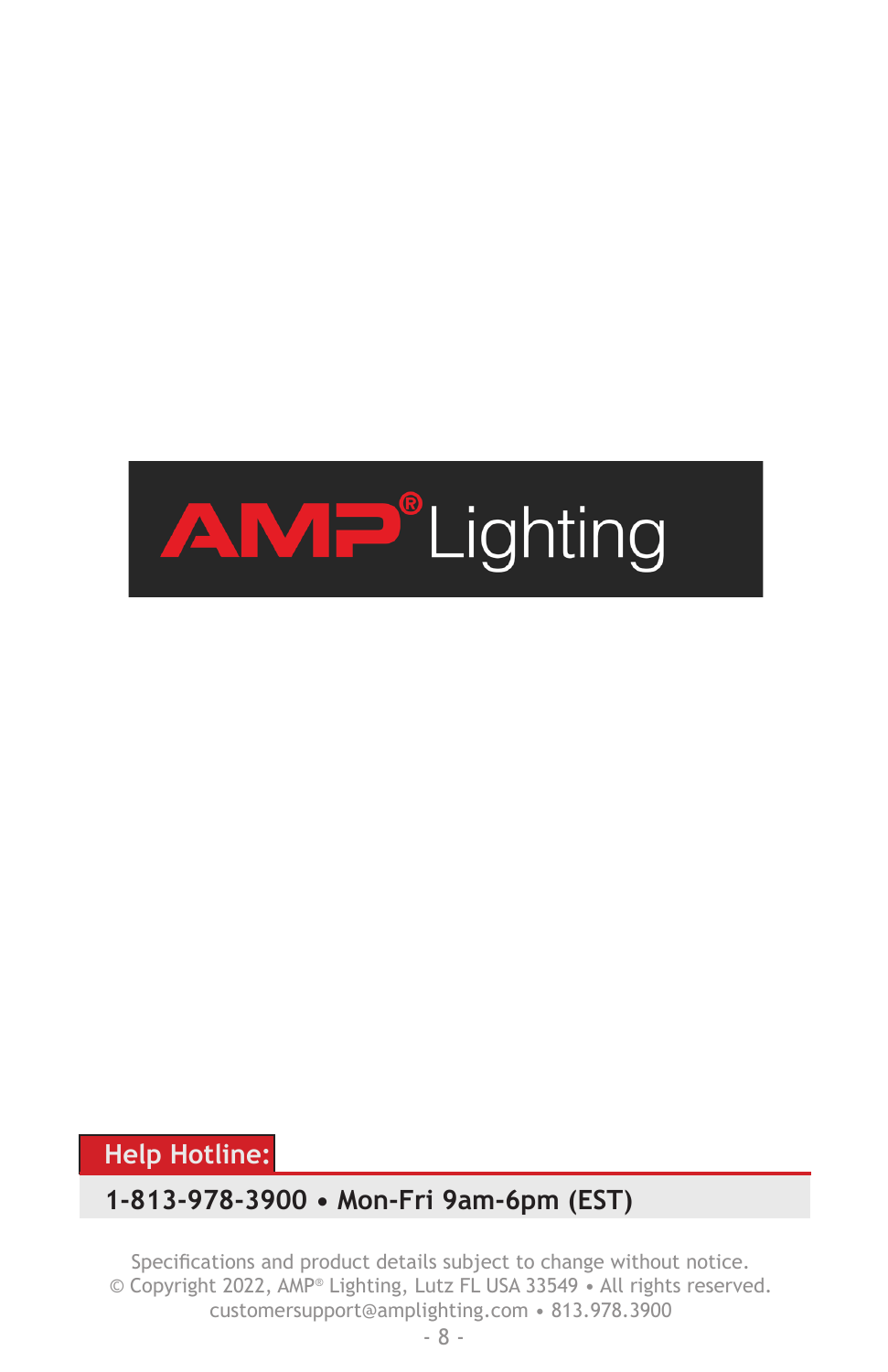AMP® Lighting

**Help Hotline:**

**1-813-978-3900 • Mon-Fri 9am-6pm (EST)**

Specifications and product details subject to change without notice.
© Copyright 2022, AMP® Lighting, Lutz FL USA 33549 • All rights reserved.
customersupport@amplighting.com • 813.978.3900